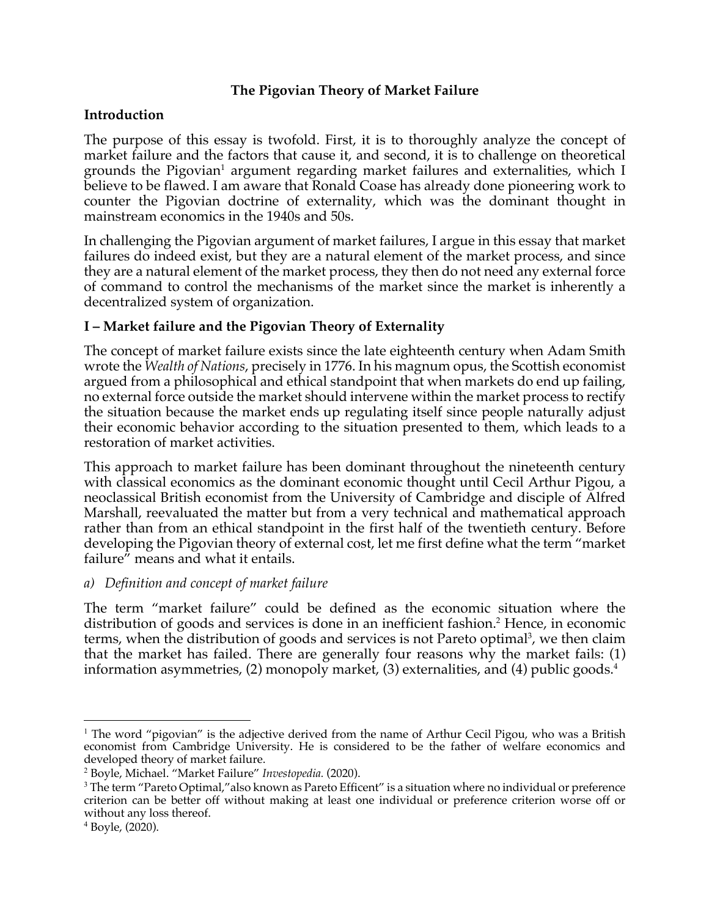# The Pigovian Theory of Market Failure

## Introduction

The purpose of this essay is twofold. First, it is to thoroughly analyze the concept of market failure and the factors that cause it, and second, it is to challenge on theoretical grounds the Pigovian[1] argument regarding market failures and externalities, which I believe to be flawed. I am aware that Ronald Coase has already done pioneering work to counter the Pigovian doctrine of externality, which was the dominant thought in mainstream economics in the 1940s and 50s.

In challenging the Pigovian argument of market failures, I argue in this essay that market failures do indeed exist, but they are a natural element of the market process, and since they are a natural element of the market process, they then do not need any external force of command to control the mechanisms of the market since the market is inherently a decentralized system of organization.

## I – Market failure and the Pigovian Theory of Externality

The concept of market failure exists since the late eighteenth century when Adam Smith wrote the *Wealth of Nations*, precisely in 1776. In his magnum opus, the Scottish economist argued from a philosophical and ethical standpoint that when markets do end up failing, no external force outside the market should intervene within the market process to rectify the situation because the market ends up regulating itself since people naturally adjust their economic behavior according to the situation presented to them, which leads to a restoration of market activities.

This approach to market failure has been dominant throughout the nineteenth century with classical economics as the dominant economic thought until Cecil Arthur Pigou, a neoclassical British economist from the University of Cambridge and disciple of Alfred Marshall, reevaluated the matter but from a very technical and mathematical approach rather than from an ethical standpoint in the first half of the twentieth century. Before developing the Pigovian theory of external cost, let me first define what the term "market failure" means and what it entails.

### *a) Definition and concept of market failure*

The term "market failure" could be defined as the economic situation where the distribution of goods and services is done in an inefficient fashion.[2] Hence, in economic terms, when the distribution of goods and services is not Pareto optimal[3], we then claim that the market has failed. There are generally four reasons why the market fails: (1) information asymmetries, (2) monopoly market, (3) externalities, and (4) public goods.[4]

---

[1] The word "pigovian" is the adjective derived from the name of Arthur Cecil Pigou, who was a British economist from Cambridge University. He is considered to be the father of welfare economics and developed theory of market failure.

[2] Boyle, Michael. "Market Failure" *Investopedia.* (2020).

[3] The term "Pareto Optimal,"also known as Pareto Efficent" is a situation where no individual or preference criterion can be better off without making at least one individual or preference criterion worse off or without any loss thereof.

[4] Boyle, (2020).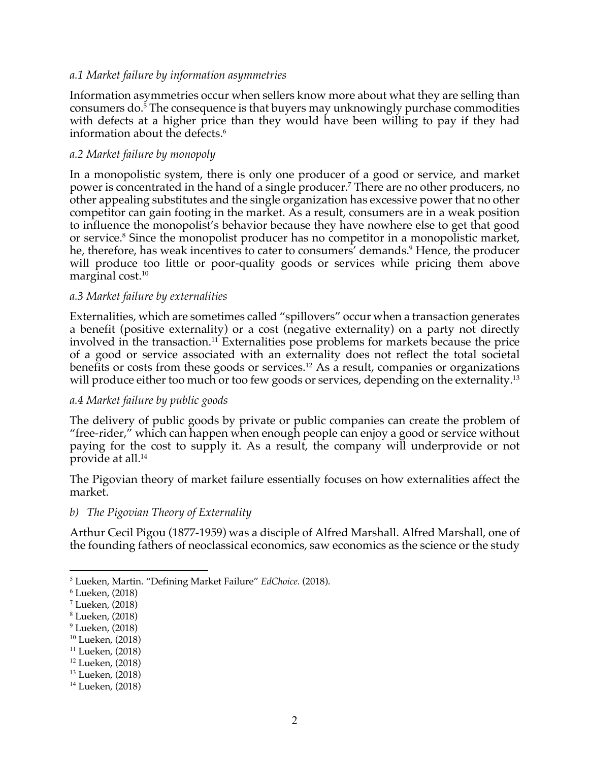### *a.1 Market failure by information asymmetries*

Information asymmetries occur when sellers know more about what they are selling than consumers do.[5] The consequence is that buyers may unknowingly purchase commodities with defects at a higher price than they would have been willing to pay if they had information about the defects.[6]

### *a.2 Market failure by monopoly*

In a monopolistic system, there is only one producer of a good or service, and market power is concentrated in the hand of a single producer.[7] There are no other producers, no other appealing substitutes and the single organization has excessive power that no other competitor can gain footing in the market. As a result, consumers are in a weak position to influence the monopolist's behavior because they have nowhere else to get that good or service.[8] Since the monopolist producer has no competitor in a monopolistic market, he, therefore, has weak incentives to cater to consumers' demands.[9] Hence, the producer will produce too little or poor-quality goods or services while pricing them above marginal cost.[10]

### *a.3 Market failure by externalities*

Externalities, which are sometimes called "spillovers" occur when a transaction generates a benefit (positive externality) or a cost (negative externality) on a party not directly involved in the transaction.[11] Externalities pose problems for markets because the price of a good or service associated with an externality does not reflect the total societal benefits or costs from these goods or services.[12] As a result, companies or organizations will produce either too much or too few goods or services, depending on the externality.[13]

### *a.4 Market failure by public goods*

The delivery of public goods by private or public companies can create the problem of "free-rider," which can happen when enough people can enjoy a good or service without paying for the cost to supply it. As a result, the company will underprovide or not provide at all.[14]

The Pigovian theory of market failure essentially focuses on how externalities affect the market.

## *b) The Pigovian Theory of Externality*

Arthur Cecil Pigou (1877-1959) was a disciple of Alfred Marshall. Alfred Marshall, one of the founding fathers of neoclassical economics, saw economics as the science or the study

---

[5] Lueken, Martin. "Defining Market Failure" *EdChoice.* (2018).
[6] Lueken, (2018)
[7] Lueken, (2018)
[8] Lueken, (2018)
[9] Lueken, (2018)
[10] Lueken, (2018)
[11] Lueken, (2018)
[12] Lueken, (2018)
[13] Lueken, (2018)
[14] Lueken, (2018)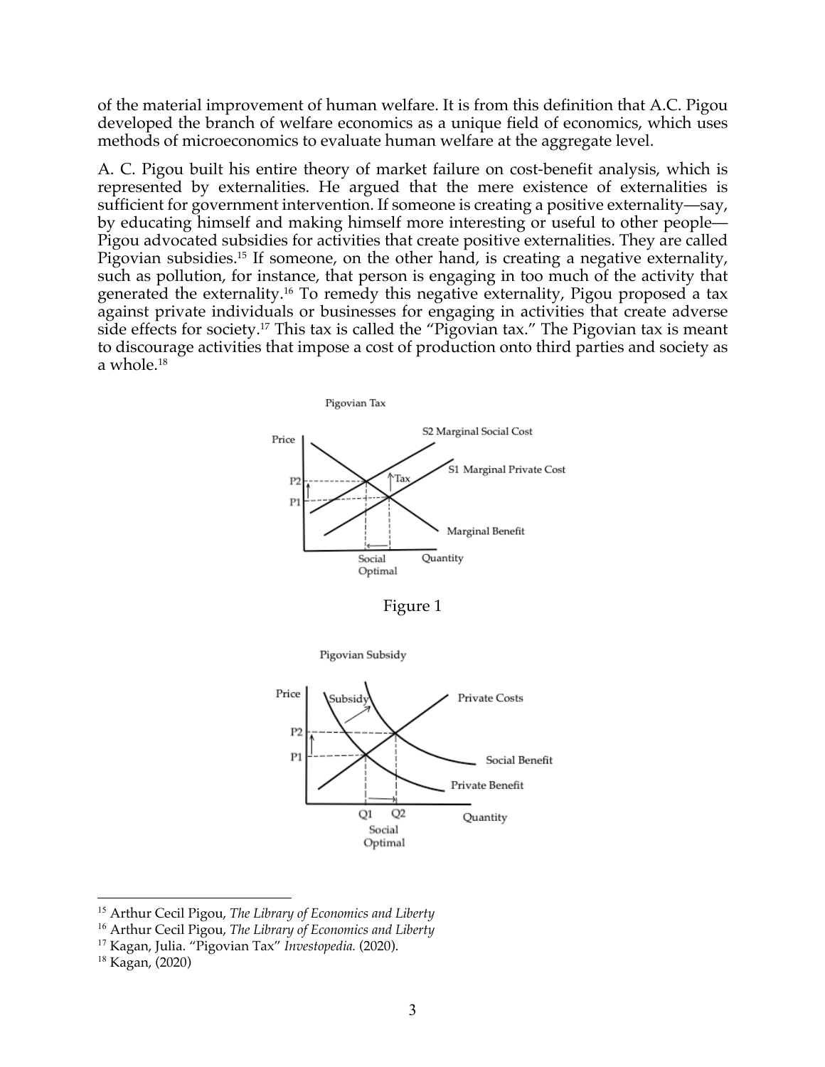of the material improvement of human welfare. It is from this definition that A.C. Pigou developed the branch of welfare economics as a unique field of economics, which uses methods of microeconomics to evaluate human welfare at the aggregate level.

A. C. Pigou built his entire theory of market failure on cost-benefit analysis, which is represented by externalities. He argued that the mere existence of externalities is sufficient for government intervention. If someone is creating a positive externality—say, by educating himself and making himself more interesting or useful to other people—Pigou advocated subsidies for activities that create positive externalities. They are called Pigovian subsidies.[15] If someone, on the other hand, is creating a negative externality, such as pollution, for instance, that person is engaging in too much of the activity that generated the externality.[16] To remedy this negative externality, Pigou proposed a tax against private individuals or businesses for engaging in activities that create adverse side effects for society.[17] This tax is called the "Pigovian tax." The Pigovian tax is meant to discourage activities that impose a cost of production onto third parties and society as a whole.[18]

Figure 1

---

[15] Arthur Cecil Pigou, *The Library of Economics and Liberty*

[16] Arthur Cecil Pigou, *The Library of Economics and Liberty*

[17] Kagan, Julia. "Pigovian Tax" *Investopedia.* (2020).

[18] Kagan, (2020)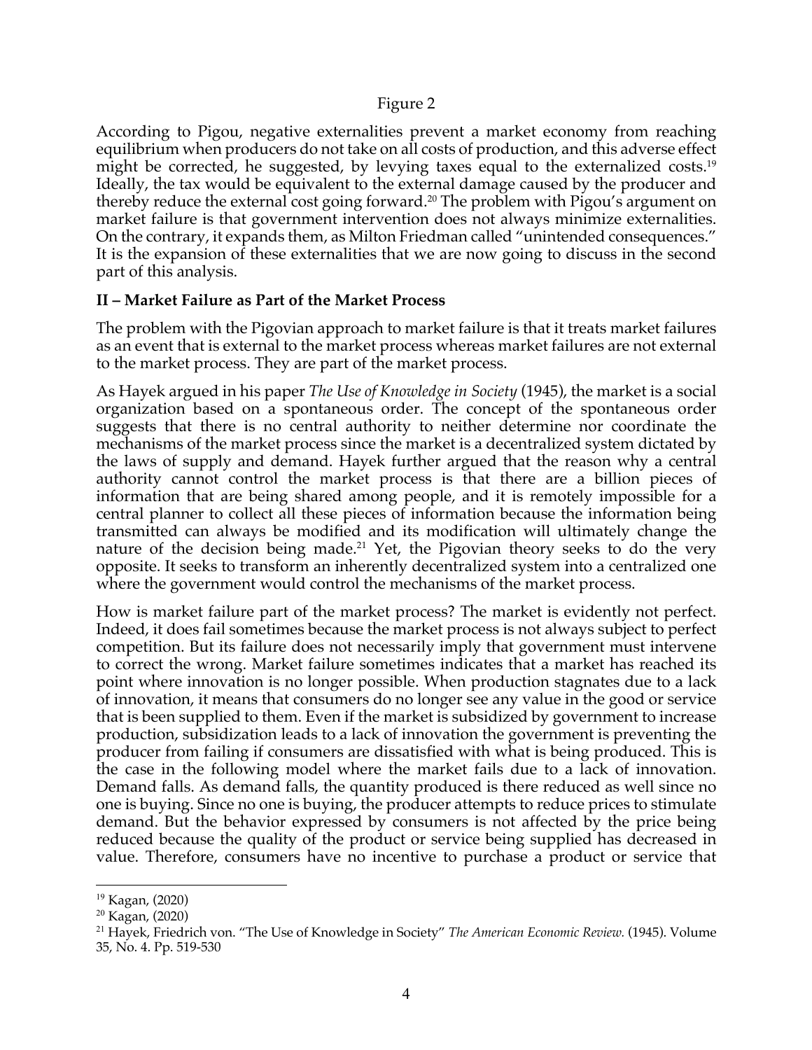Figure 2

According to Pigou, negative externalities prevent a market economy from reaching equilibrium when producers do not take on all costs of production, and this adverse effect might be corrected, he suggested, by levying taxes equal to the externalized costs.[19] Ideally, the tax would be equivalent to the external damage caused by the producer and thereby reduce the external cost going forward.[20] The problem with Pigou's argument on market failure is that government intervention does not always minimize externalities. On the contrary, it expands them, as Milton Friedman called "unintended consequences." It is the expansion of these externalities that we are now going to discuss in the second part of this analysis.

## II – Market Failure as Part of the Market Process

The problem with the Pigovian approach to market failure is that it treats market failures as an event that is external to the market process whereas market failures are not external to the market process. They are part of the market process.

As Hayek argued in his paper *The Use of Knowledge in Society* (1945), the market is a social organization based on a spontaneous order. The concept of the spontaneous order suggests that there is no central authority to neither determine nor coordinate the mechanisms of the market process since the market is a decentralized system dictated by the laws of supply and demand. Hayek further argued that the reason why a central authority cannot control the market process is that there are a billion pieces of information that are being shared among people, and it is remotely impossible for a central planner to collect all these pieces of information because the information being transmitted can always be modified and its modification will ultimately change the nature of the decision being made.[21] Yet, the Pigovian theory seeks to do the very opposite. It seeks to transform an inherently decentralized system into a centralized one where the government would control the mechanisms of the market process.

How is market failure part of the market process? The market is evidently not perfect. Indeed, it does fail sometimes because the market process is not always subject to perfect competition. But its failure does not necessarily imply that government must intervene to correct the wrong. Market failure sometimes indicates that a market has reached its point where innovation is no longer possible. When production stagnates due to a lack of innovation, it means that consumers do no longer see any value in the good or service that is been supplied to them. Even if the market is subsidized by government to increase production, subsidization leads to a lack of innovation the government is preventing the producer from failing if consumers are dissatisfied with what is being produced. This is the case in the following model where the market fails due to a lack of innovation. Demand falls. As demand falls, the quantity produced is there reduced as well since no one is buying. Since no one is buying, the producer attempts to reduce prices to stimulate demand. But the behavior expressed by consumers is not affected by the price being reduced because the quality of the product or service being supplied has decreased in value. Therefore, consumers have no incentive to purchase a product or service that

---

[19] Kagan, (2020)

[20] Kagan, (2020)

[21] Hayek, Friedrich von. "The Use of Knowledge in Society" *The American Economic Review.* (1945). Volume 35, No. 4. Pp. 519-530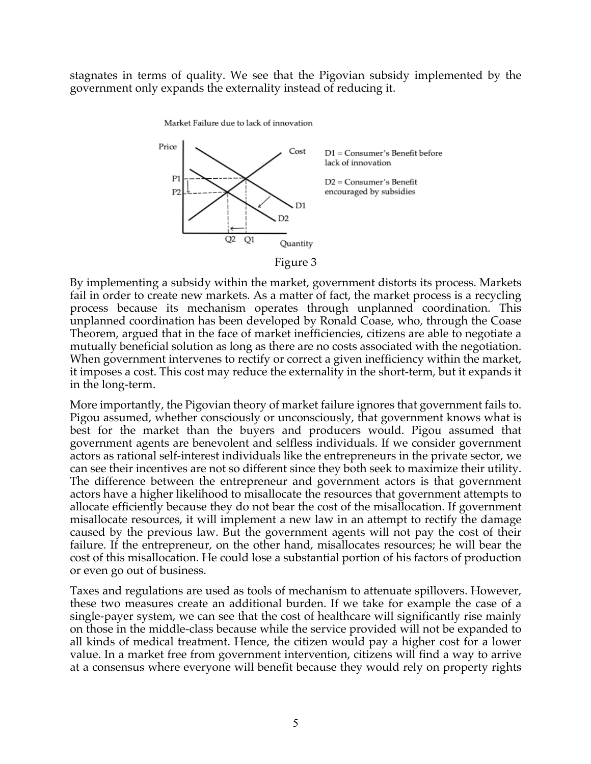stagnates in terms of quality. We see that the Pigovian subsidy implemented by the government only expands the externality instead of reducing it.

Figure 3

By implementing a subsidy within the market, government distorts its process. Markets fail in order to create new markets. As a matter of fact, the market process is a recycling process because its mechanism operates through unplanned coordination. This unplanned coordination has been developed by Ronald Coase, who, through the Coase Theorem, argued that in the face of market inefficiencies, citizens are able to negotiate a mutually beneficial solution as long as there are no costs associated with the negotiation. When government intervenes to rectify or correct a given inefficiency within the market, it imposes a cost. This cost may reduce the externality in the short-term, but it expands it in the long-term.

More importantly, the Pigovian theory of market failure ignores that government fails to. Pigou assumed, whether consciously or unconsciously, that government knows what is best for the market than the buyers and producers would. Pigou assumed that government agents are benevolent and selfless individuals. If we consider government actors as rational self-interest individuals like the entrepreneurs in the private sector, we can see their incentives are not so different since they both seek to maximize their utility. The difference between the entrepreneur and government actors is that government actors have a higher likelihood to misallocate the resources that government attempts to allocate efficiently because they do not bear the cost of the misallocation. If government misallocate resources, it will implement a new law in an attempt to rectify the damage caused by the previous law. But the government agents will not pay the cost of their failure. If the entrepreneur, on the other hand, misallocates resources; he will bear the cost of this misallocation. He could lose a substantial portion of his factors of production or even go out of business.

Taxes and regulations are used as tools of mechanism to attenuate spillovers. However, these two measures create an additional burden. If we take for example the case of a single-payer system, we can see that the cost of healthcare will significantly rise mainly on those in the middle-class because while the service provided will not be expanded to all kinds of medical treatment. Hence, the citizen would pay a higher cost for a lower value. In a market free from government intervention, citizens will find a way to arrive at a consensus where everyone will benefit because they would rely on property rights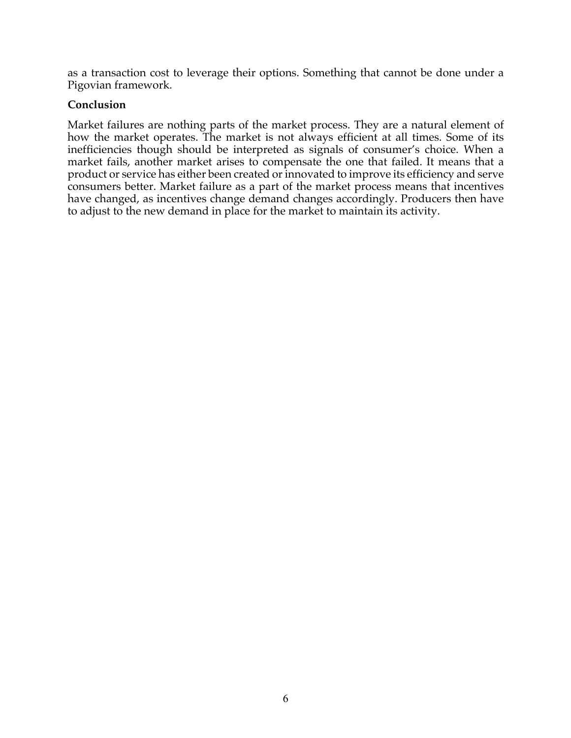as a transaction cost to leverage their options. Something that cannot be done under a Pigovian framework.

**Conclusion**

Market failures are nothing parts of the market process. They are a natural element of how the market operates. The market is not always efficient at all times. Some of its inefficiencies though should be interpreted as signals of consumer's choice. When a market fails, another market arises to compensate the one that failed. It means that a product or service has either been created or innovated to improve its efficiency and serve consumers better. Market failure as a part of the market process means that incentives have changed, as incentives change demand changes accordingly. Producers then have to adjust to the new demand in place for the market to maintain its activity.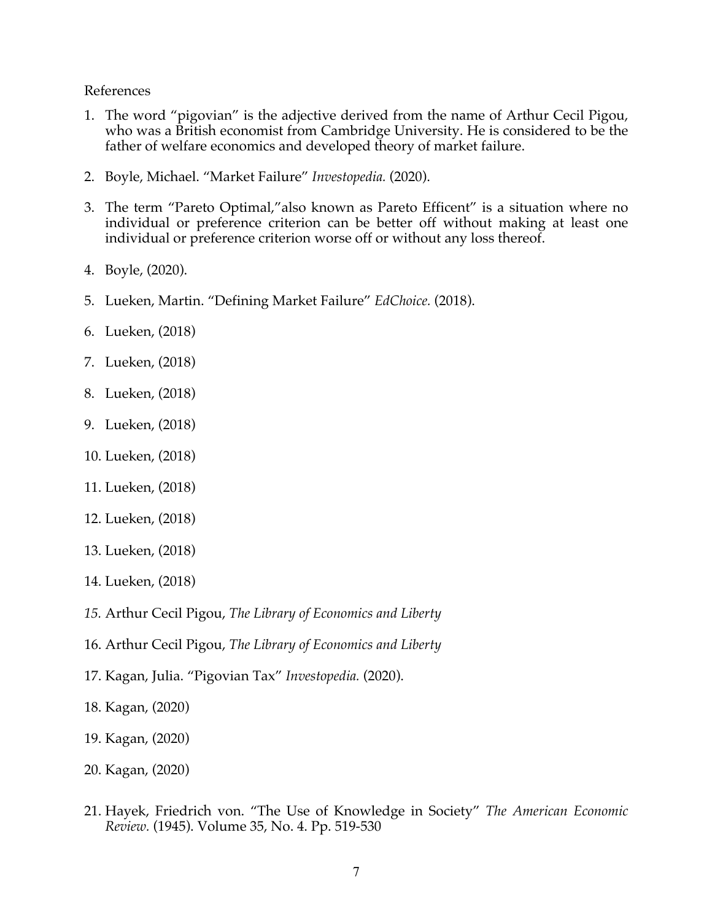References

1. The word "pigovian" is the adjective derived from the name of Arthur Cecil Pigou, who was a British economist from Cambridge University. He is considered to be the father of welfare economics and developed theory of market failure.

2. Boyle, Michael. "Market Failure" *Investopedia.* (2020).

3. The term "Pareto Optimal,"also known as Pareto Efficent" is a situation where no individual or preference criterion can be better off without making at least one individual or preference criterion worse off or without any loss thereof.

4. Boyle, (2020).

5. Lueken, Martin. "Defining Market Failure" *EdChoice.* (2018).

6. Lueken, (2018)

7. Lueken, (2018)

8. Lueken, (2018)

9. Lueken, (2018)

10. Lueken, (2018)

11. Lueken, (2018)

12. Lueken, (2018)

13. Lueken, (2018)

14. Lueken, (2018)

15. Arthur Cecil Pigou, *The Library of Economics and Liberty*

16. Arthur Cecil Pigou, *The Library of Economics and Liberty*

17. Kagan, Julia. "Pigovian Tax" *Investopedia.* (2020).

18. Kagan, (2020)

19. Kagan, (2020)

20. Kagan, (2020)

21. Hayek, Friedrich von. "The Use of Knowledge in Society" *The American Economic Review.* (1945). Volume 35, No. 4. Pp. 519-530